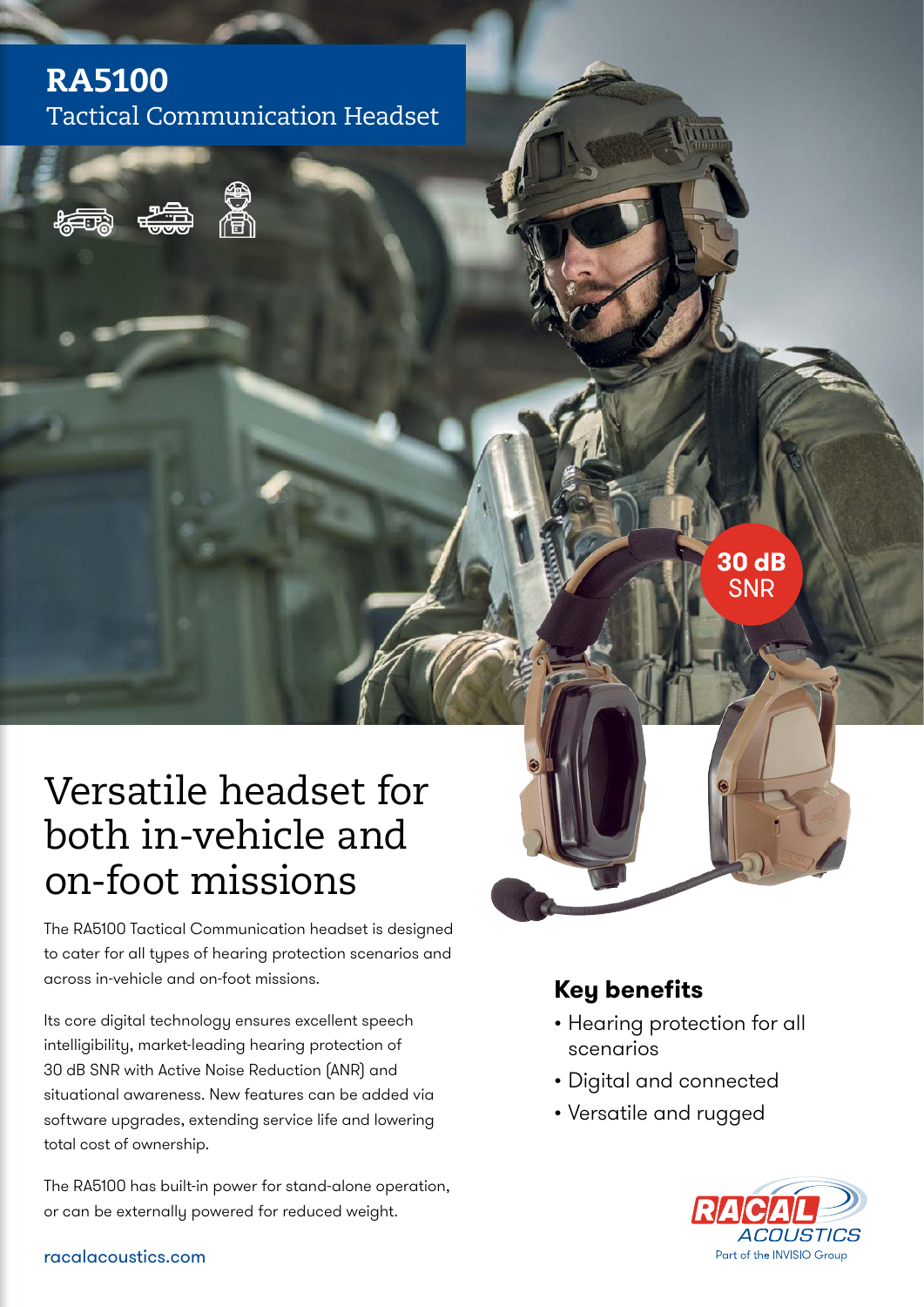# RA5100

Tactical Communication Headset

30 dB SNR

## Versatile headset for both in-vehicle and on-foot missions

The RA5100 Tactical Communication headset is designed to cater for all types of hearing protection scenarios and across in-vehicle and on-foot missions.

Its core digital technology ensures excellent speech intelligibility, market-leading hearing protection of 30 dB SNR with Active Noise Reduction (ANR) and situational awareness. New features can be added via software upgrades, extending service life and lowering total cost of ownership.

The RA5100 has built-in power for stand-alone operation, or can be externally powered for reduced weight.

### Key benefits

- Hearing protection for all scenarios
- Digital and connected
- Versatile and rugged

racalacoustics.com

RACAL ACOUSTICS

Part of the INVISIO Group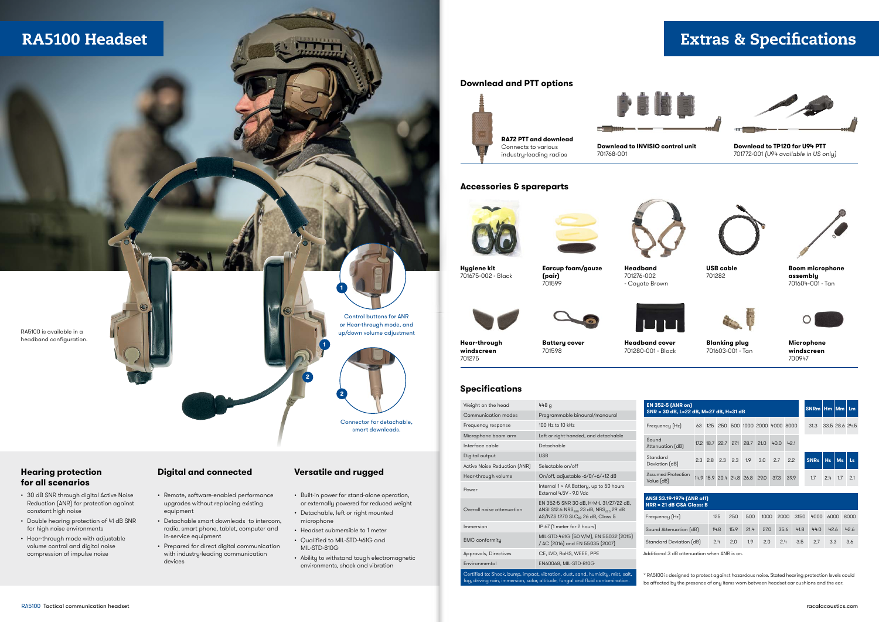# RA5100 Headset

RA5100 is available in a headband configuration.

1 Control buttons for ANR or Hear-through mode, and up/down volume adjustment

2 Connector for detachable, smart downleads.

## Hearing protection for all scenarios

- 30 dB SNR through digital Active Noise Reduction (ANR) for protection against constant high noise
- Double hearing protection of 41 dB SNR for high noise environments
- Hear-through mode with adjustable volume control and digital noise compression of impulse noise

## Digital and connected

- Remote, software-enabled performance upgrades without replacing existing equipment
- Detachable smart downleads to intercom, radio, smart phone, tablet, computer and in-service equipment
- Prepared for direct digital communication with industry-leading communication devices

## Versatile and rugged

- Built-in power for stand-alone operation, or externally powered for reduced weight
- Detachable, left or right mounted microphone
- Headset submersible to 1 meter
- Qualified to MIL-STD-461G and MIL-STD-810G
- Ability to withstand tough electromagnetic environments, shock and vibration

# Extras & Specifications

## Downlead and PTT options

**RA72 PTT and downlead**
Connects to various industry-leading radios

**Downlead to INVISIO control unit**
701768-001

**Downlead to TP120 for U94 PTT**
701772-001 (*U94 available in US only*)

## Accessories & spareparts

**Hygiene kit**
701675-002 - Black

**Earcup foam/gauze (pair)**
701599

**Headband**
701276-002 - Coyote Brown

**USB cable**
701282

**Boom microphone assembly**
701604-001 - Tan

**Hear-through windscreen**
701275

**Battery cover**
701598

**Headband cover**
701280-001 - Black

**Blanking plug**
701603-001 - Tan

**Microphone windscreen**
700947

## Specifications

| | |
|---|---|
| Weight on the head | 448 g |
| Communication modes | Programmable binaural/monaural |
| Frequency response | 100 Hz to 10 kHz |
| Microphone boom arm | Left or right-handed, and detachable |
| Interface cable | Detachable |
| Digital output | USB |
| Active Noise Reduction (ANR) | Selectable on/off |
| Hear-through volume | On/off, adjustable -6/0/+6/+12 dB |
| Power | Internal 1 × AA Battery, up to 50 hours<br>External 4.5V - 9.0 Vdc |
| Overall noise attenuation | EN 352-5 SNR 30 dB, H-M-L 31/27/22 dB, ANSI S12.6 $NRS_{A80}$ 23 dB, $NRS_{A20}$ 29 dB AS/NZS 1270 $SLC_{80}$ 26 dB, Class 5 |
| Immersion | IP 67 (1 meter for 2 hours) |
| EMC conformity | MIL-STD-461G (50 V/M), EN 55032 (2015) / AC (2016) and EN 55035 (2007) |
| Approvals, Directives | CE, LVD, RoHS, WEEE, PPE |
| Environmental | EN60068, MIL-STD-810G |

Certified to: Shock, bump, impact, vibration, dust, sand, humidity, mist, salt, fog, driving rain, immersion, solar, altitude, fungal and fluid contamination.

**EN 352-5 (ANR on)**
**SNR = 30 dB, L=22 dB, M=27 dB, H=31 dB**

| Frequency (Hz) | 63 | 125 | 250 | 500 | 1000 | 2000 | 4000 | 8000 |
|---|---|---|---|---|---|---|---|---|
| Sound Attenuation (dB) | 17.2 | 18.7 | 22.7 | 27.1 | 28.7 | 31.0 | 40.0 | 42.1 |
| Standard Deviation (dB) | 2.3 | 2.8 | 2.3 | 2.3 | 1.9 | 3.0 | 2.7 | 2.2 |
| Assumed Protection Value (dB) | 14.9 | 15.9 | 20.4 | 24.8 | 26.8 | 29.0 | 37.3 | 39.9 |

| SNRm | Hm | Mm | Lm |
|---|---|---|---|
| 31.3 | 33.5 | 28.6 | 24.5 |

| SNRs | Hs | Ms | Ls |
|---|---|---|---|
| 1.7 | 2.4 | 1.7 | 2.1 |

**ANSI S3.19-1974 (ANR off)**
**NRR = 21 dB CSA Class: B**

| Frequency (Hz) | 125 | 250 | 500 | 1000 | 2000 | 3150 | 4000 | 6000 | 8000 |
|---|---|---|---|---|---|---|---|---|---|
| Sound Attenuation (dB) | 14.8 | 15.9 | 21.4 | 27.0 | 35.6 | 41.8 | 44.0 | 42.6 | 42.6 |
| Standard Deviation (dB) | 2.4 | 2.0 | 1.9 | 2.0 | 2.4 | 3.5 | 2.7 | 3.3 | 3.6 |

Additional 3 dB attenuation when ANR is on.

* RA5100 is designed to protect against hazardous noise. Stated hearing protection levels could be affected by the presence of any items worn between headset ear cushions and the ear.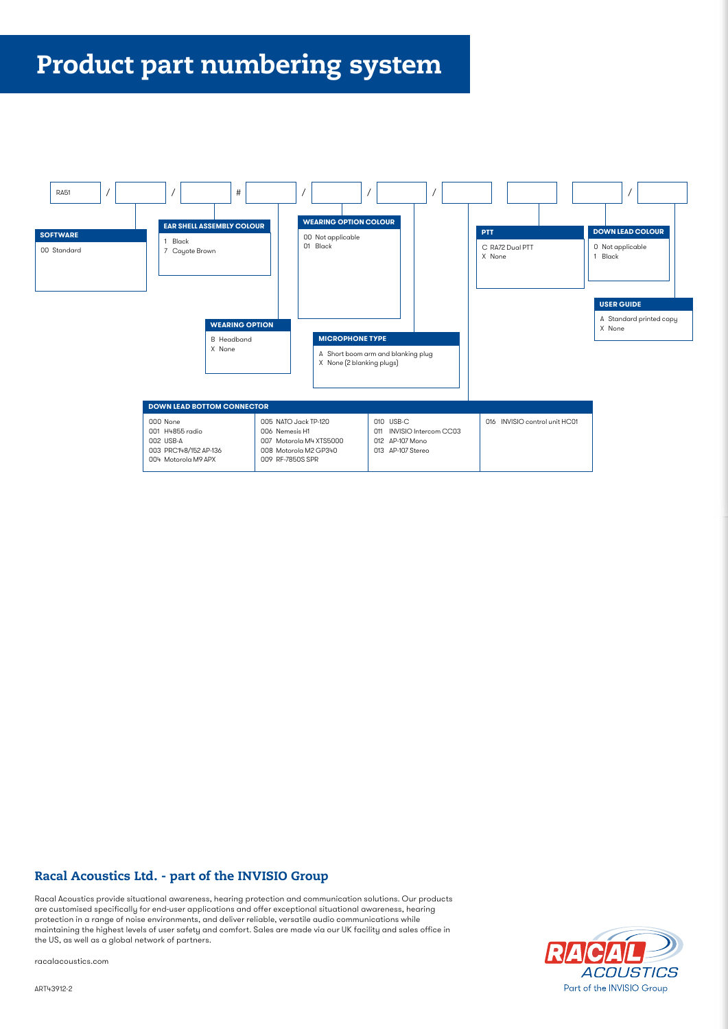# Product part numbering system

RA51 / [ ] / [ ] # [ ] / [ ] / [ ] / [ ] [ ] [ ] / [ ]

**SOFTWARE**

00 Standard

**EAR SHELL ASSEMBLY COLOUR**

1 Black
7 Coyote Brown

**WEARING OPTION**

B Headband
X None

**WEARING OPTION COLOUR**

00 Not applicable
01 Black

**MICROPHONE TYPE**

A Short boom arm and blanking plug
X None (2 blanking plugs)

**PTT**

C RA72 Dual PTT
X None

**DOWN LEAD COLOUR**

0 Not applicable
1 Black

**USER GUIDE**

A Standard printed copy
X None

**DOWN LEAD BOTTOM CONNECTOR**

| | | | |
|---|---|---|---|
| 000 None | 005 NATO Jack TP-120 | 010 USB-C | 016 INVISIO control unit HC01 |
| 001 H4855 radio | 006 Nemesis H1 | 011 INVISIO Intercom CC03 | |
| 002 USB-A | 007 Motorola M4 XTS5000 | 012 AP-107 Mono | |
| 003 PRC148/152 AP-136 | 008 Motorola M2 GP340 | 013 AP-107 Stereo | |
| 004 Motorola M9 APX | 009 RF-7850S SPR | | |

## Racal Acoustics Ltd. - part of the INVISIO Group

Racal Acoustics provide situational awareness, hearing protection and communication solutions. Our products are customised specifically for end-user applications and offer exceptional situational awareness, hearing protection in a range of noise environments, and deliver reliable, versatile audio communications while maintaining the highest levels of user safety and comfort. Sales are made via our UK facility and sales office in the US, as well as a global network of partners.

racalacoustics.com

ART43912-2

RACAL ACOUSTICS
Part of the INVISIO Group